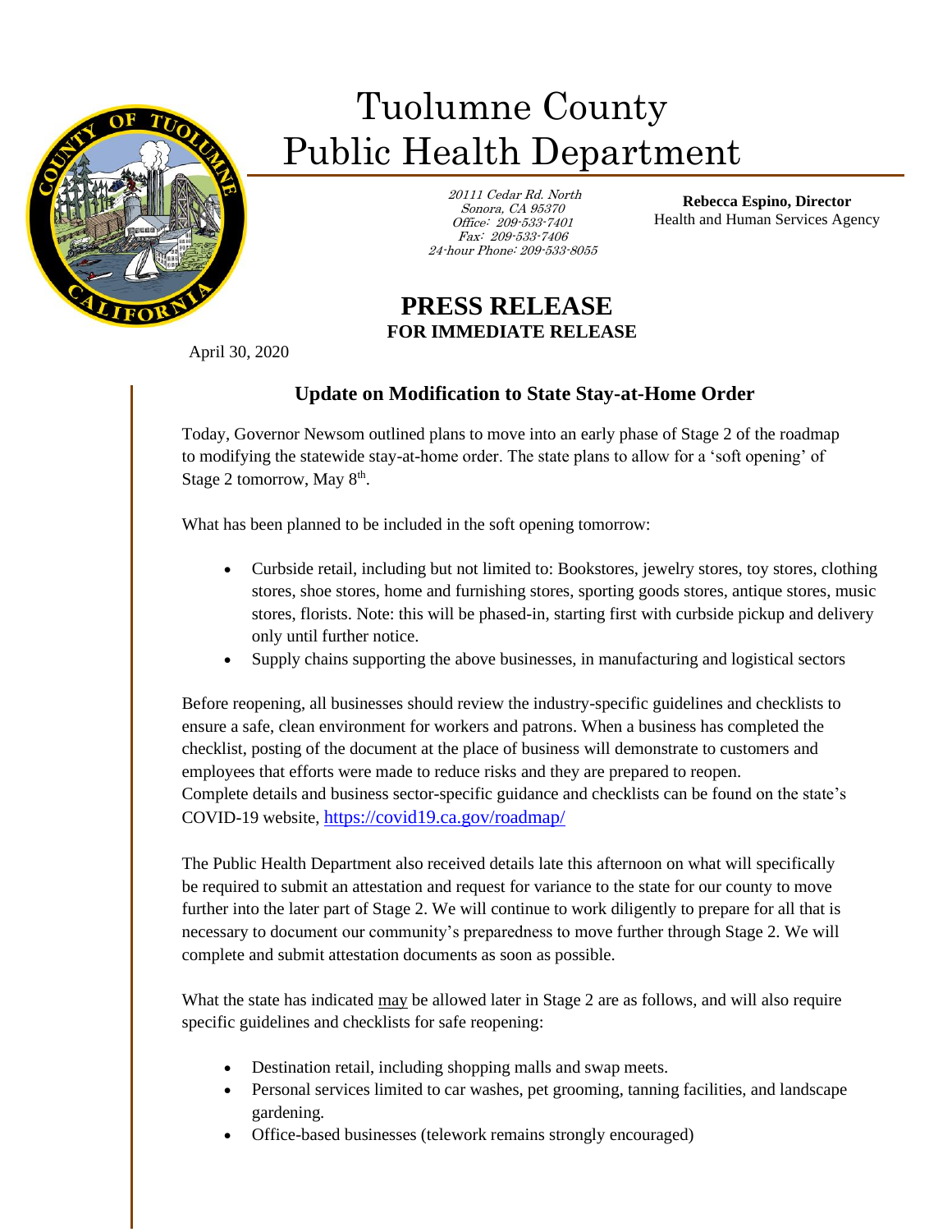# Tuolumne County Public Health Department

20111 Cedar Rd. North
Sonora, CA 95370
Office: 209-533-7401
Fax: 209-533-7406
24-hour Phone: 209-533-8055

**Rebecca Espino, Director**
Health and Human Services Agency

## PRESS RELEASE

**FOR IMMEDIATE RELEASE**

April 30, 2020

### Update on Modification to State Stay-at-Home Order

Today, Governor Newsom outlined plans to move into an early phase of Stage 2 of the roadmap to modifying the statewide stay-at-home order. The state plans to allow for a 'soft opening' of Stage 2 tomorrow, May 8th.

What has been planned to be included in the soft opening tomorrow:

- Curbside retail, including but not limited to: Bookstores, jewelry stores, toy stores, clothing stores, shoe stores, home and furnishing stores, sporting goods stores, antique stores, music stores, florists. Note: this will be phased-in, starting first with curbside pickup and delivery only until further notice.
- Supply chains supporting the above businesses, in manufacturing and logistical sectors

Before reopening, all businesses should review the industry-specific guidelines and checklists to ensure a safe, clean environment for workers and patrons. When a business has completed the checklist, posting of the document at the place of business will demonstrate to customers and employees that efforts were made to reduce risks and they are prepared to reopen. Complete details and business sector-specific guidance and checklists can be found on the state's COVID-19 website, https://covid19.ca.gov/roadmap/

The Public Health Department also received details late this afternoon on what will specifically be required to submit an attestation and request for variance to the state for our county to move further into the later part of Stage 2. We will continue to work diligently to prepare for all that is necessary to document our community's preparedness to move further through Stage 2. We will complete and submit attestation documents as soon as possible.

What the state has indicated may be allowed later in Stage 2 are as follows, and will also require specific guidelines and checklists for safe reopening:

- Destination retail, including shopping malls and swap meets.
- Personal services limited to car washes, pet grooming, tanning facilities, and landscape gardening.
- Office-based businesses (telework remains strongly encouraged)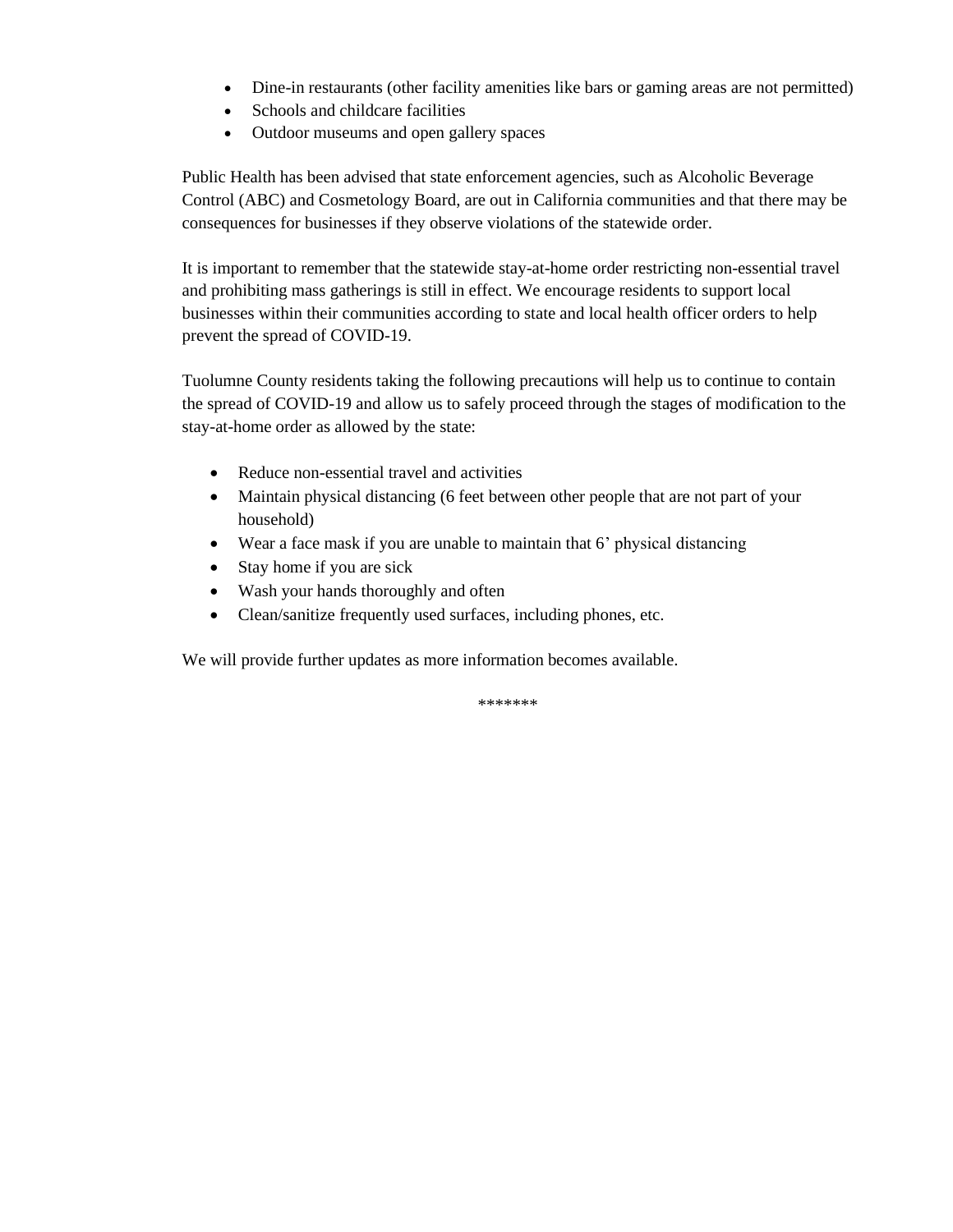- Dine-in restaurants (other facility amenities like bars or gaming areas are not permitted)
- Schools and childcare facilities
- Outdoor museums and open gallery spaces

Public Health has been advised that state enforcement agencies, such as Alcoholic Beverage Control (ABC) and Cosmetology Board, are out in California communities and that there may be consequences for businesses if they observe violations of the statewide order.

It is important to remember that the statewide stay-at-home order restricting non-essential travel and prohibiting mass gatherings is still in effect. We encourage residents to support local businesses within their communities according to state and local health officer orders to help prevent the spread of COVID-19.

Tuolumne County residents taking the following precautions will help us to continue to contain the spread of COVID-19 and allow us to safely proceed through the stages of modification to the stay-at-home order as allowed by the state:

- Reduce non-essential travel and activities
- Maintain physical distancing (6 feet between other people that are not part of your household)
- Wear a face mask if you are unable to maintain that 6' physical distancing
- Stay home if you are sick
- Wash your hands thoroughly and often
- Clean/sanitize frequently used surfaces, including phones, etc.

We will provide further updates as more information becomes available.

*******